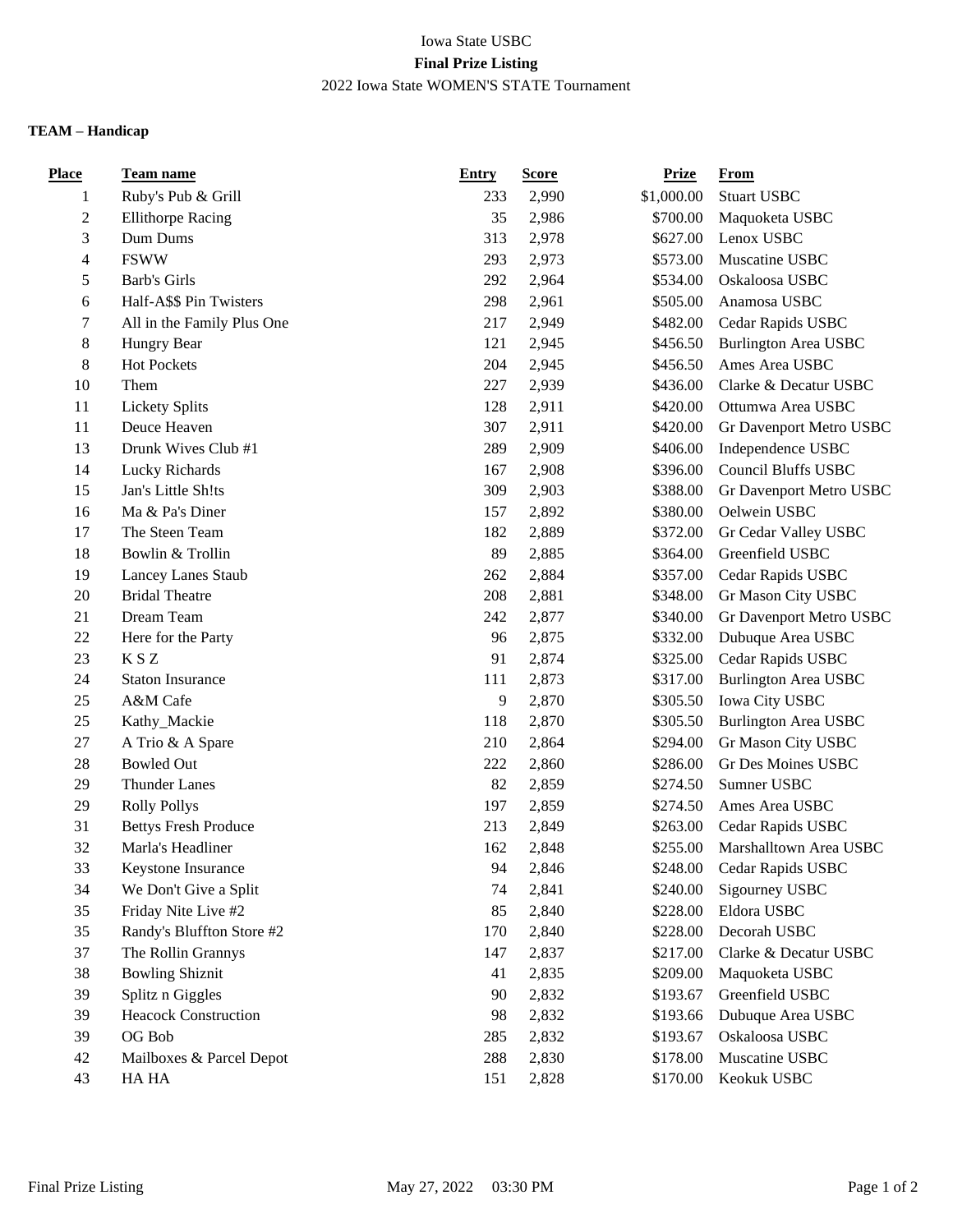Iowa State USBC

**Final Prize Listing**

2022 Iowa State WOMEN'S STATE Tournament

**TEAM – Handicap**

| Place | Team name | Entry | Score | Prize | From |
|---|---|---|---|---|---|
| 1 | Ruby's Pub & Grill | 233 | 2,990 | $1,000.00 | Stuart USBC |
| 2 | Ellithorpe Racing | 35 | 2,986 | $700.00 | Maquoketa USBC |
| 3 | Dum Dums | 313 | 2,978 | $627.00 | Lenox USBC |
| 4 | FSWW | 293 | 2,973 | $573.00 | Muscatine USBC |
| 5 | Barb's Girls | 292 | 2,964 | $534.00 | Oskaloosa USBC |
| 6 | Half-A$$ Pin Twisters | 298 | 2,961 | $505.00 | Anamosa USBC |
| 7 | All in the Family Plus One | 217 | 2,949 | $482.00 | Cedar Rapids USBC |
| 8 | Hungry Bear | 121 | 2,945 | $456.50 | Burlington Area USBC |
| 8 | Hot Pockets | 204 | 2,945 | $456.50 | Ames Area USBC |
| 10 | Them | 227 | 2,939 | $436.00 | Clarke & Decatur USBC |
| 11 | Lickety Splits | 128 | 2,911 | $420.00 | Ottumwa Area USBC |
| 11 | Deuce Heaven | 307 | 2,911 | $420.00 | Gr Davenport Metro USBC |
| 13 | Drunk Wives Club #1 | 289 | 2,909 | $406.00 | Independence USBC |
| 14 | Lucky Richards | 167 | 2,908 | $396.00 | Council Bluffs USBC |
| 15 | Jan's Little Sh!ts | 309 | 2,903 | $388.00 | Gr Davenport Metro USBC |
| 16 | Ma & Pa's Diner | 157 | 2,892 | $380.00 | Oelwein USBC |
| 17 | The Steen Team | 182 | 2,889 | $372.00 | Gr Cedar Valley USBC |
| 18 | Bowlin & Trollin | 89 | 2,885 | $364.00 | Greenfield USBC |
| 19 | Lancey Lanes Staub | 262 | 2,884 | $357.00 | Cedar Rapids USBC |
| 20 | Bridal Theatre | 208 | 2,881 | $348.00 | Gr Mason City USBC |
| 21 | Dream Team | 242 | 2,877 | $340.00 | Gr Davenport Metro USBC |
| 22 | Here for the Party | 96 | 2,875 | $332.00 | Dubuque Area USBC |
| 23 | K S Z | 91 | 2,874 | $325.00 | Cedar Rapids USBC |
| 24 | Staton Insurance | 111 | 2,873 | $317.00 | Burlington Area USBC |
| 25 | A&M Cafe | 9 | 2,870 | $305.50 | Iowa City USBC |
| 25 | Kathy_Mackie | 118 | 2,870 | $305.50 | Burlington Area USBC |
| 27 | A Trio & A Spare | 210 | 2,864 | $294.00 | Gr Mason City USBC |
| 28 | Bowled Out | 222 | 2,860 | $286.00 | Gr Des Moines USBC |
| 29 | Thunder Lanes | 82 | 2,859 | $274.50 | Sumner USBC |
| 29 | Rolly Pollys | 197 | 2,859 | $274.50 | Ames Area USBC |
| 31 | Bettys Fresh Produce | 213 | 2,849 | $263.00 | Cedar Rapids USBC |
| 32 | Marla's Headliner | 162 | 2,848 | $255.00 | Marshalltown Area USBC |
| 33 | Keystone Insurance | 94 | 2,846 | $248.00 | Cedar Rapids USBC |
| 34 | We Don't Give a Split | 74 | 2,841 | $240.00 | Sigourney USBC |
| 35 | Friday Nite Live #2 | 85 | 2,840 | $228.00 | Eldora USBC |
| 35 | Randy's Bluffton Store #2 | 170 | 2,840 | $228.00 | Decorah USBC |
| 37 | The Rollin Grannys | 147 | 2,837 | $217.00 | Clarke & Decatur USBC |
| 38 | Bowling Shiznit | 41 | 2,835 | $209.00 | Maquoketa USBC |
| 39 | Splitz n Giggles | 90 | 2,832 | $193.67 | Greenfield USBC |
| 39 | Heacock Construction | 98 | 2,832 | $193.66 | Dubuque Area USBC |
| 39 | OG Bob | 285 | 2,832 | $193.67 | Oskaloosa USBC |
| 42 | Mailboxes & Parcel Depot | 288 | 2,830 | $178.00 | Muscatine USBC |
| 43 | HA HA | 151 | 2,828 | $170.00 | Keokuk USBC |

Final Prize Listing May 27, 2022 03:30 PM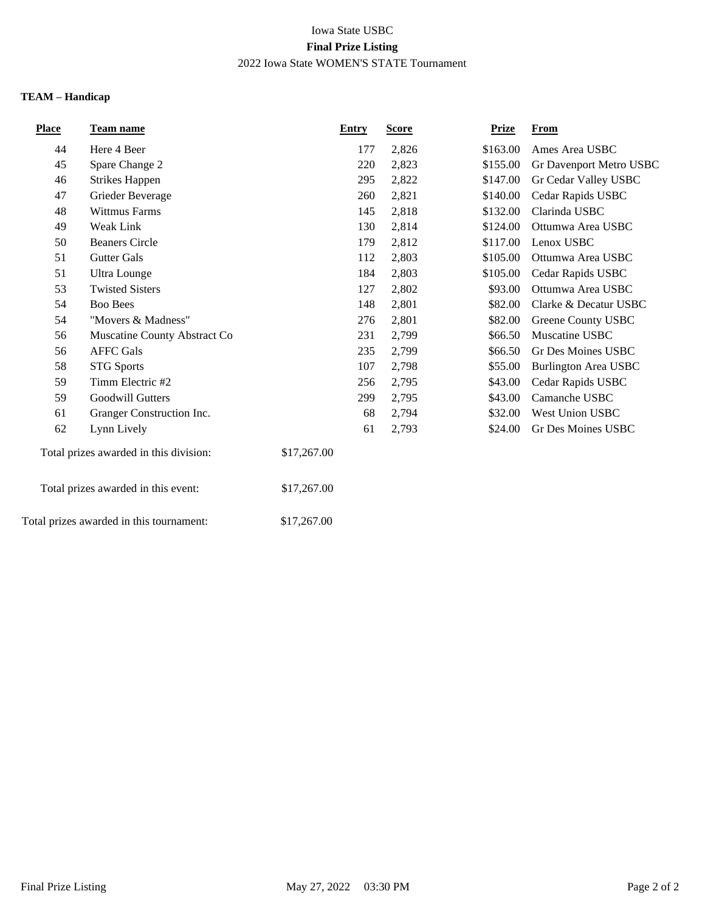Iowa State USBC

**Final Prize Listing**

2022 Iowa State WOMEN'S STATE Tournament

**TEAM – Handicap**

| Place | Team name | Entry | Score | Prize | From |
|---|---|---|---|---|---|
| 44 | Here 4 Beer | 177 | 2,826 | $163.00 | Ames Area USBC |
| 45 | Spare Change 2 | 220 | 2,823 | $155.00 | Gr Davenport Metro USBC |
| 46 | Strikes Happen | 295 | 2,822 | $147.00 | Gr Cedar Valley USBC |
| 47 | Grieder Beverage | 260 | 2,821 | $140.00 | Cedar Rapids USBC |
| 48 | Wittmus Farms | 145 | 2,818 | $132.00 | Clarinda USBC |
| 49 | Weak Link | 130 | 2,814 | $124.00 | Ottumwa Area USBC |
| 50 | Beaners Circle | 179 | 2,812 | $117.00 | Lenox USBC |
| 51 | Gutter Gals | 112 | 2,803 | $105.00 | Ottumwa Area USBC |
| 51 | Ultra Lounge | 184 | 2,803 | $105.00 | Cedar Rapids USBC |
| 53 | Twisted Sisters | 127 | 2,802 | $93.00 | Ottumwa Area USBC |
| 54 | Boo Bees | 148 | 2,801 | $82.00 | Clarke & Decatur USBC |
| 54 | "Movers & Madness" | 276 | 2,801 | $82.00 | Greene County USBC |
| 56 | Muscatine County Abstract Co | 231 | 2,799 | $66.50 | Muscatine USBC |
| 56 | AFFC Gals | 235 | 2,799 | $66.50 | Gr Des Moines USBC |
| 58 | STG Sports | 107 | 2,798 | $55.00 | Burlington Area USBC |
| 59 | Timm Electric #2 | 256 | 2,795 | $43.00 | Cedar Rapids USBC |
| 59 | Goodwill Gutters | 299 | 2,795 | $43.00 | Camanche USBC |
| 61 | Granger Construction Inc. | 68 | 2,794 | $32.00 | West Union USBC |
| 62 | Lynn Lively | 61 | 2,793 | $24.00 | Gr Des Moines USBC |

Total prizes awarded in this division: $17,267.00

Total prizes awarded in this event: $17,267.00

Total prizes awarded in this tournament: $17,267.00

Final Prize Listing May 27, 2022 03:30 PM